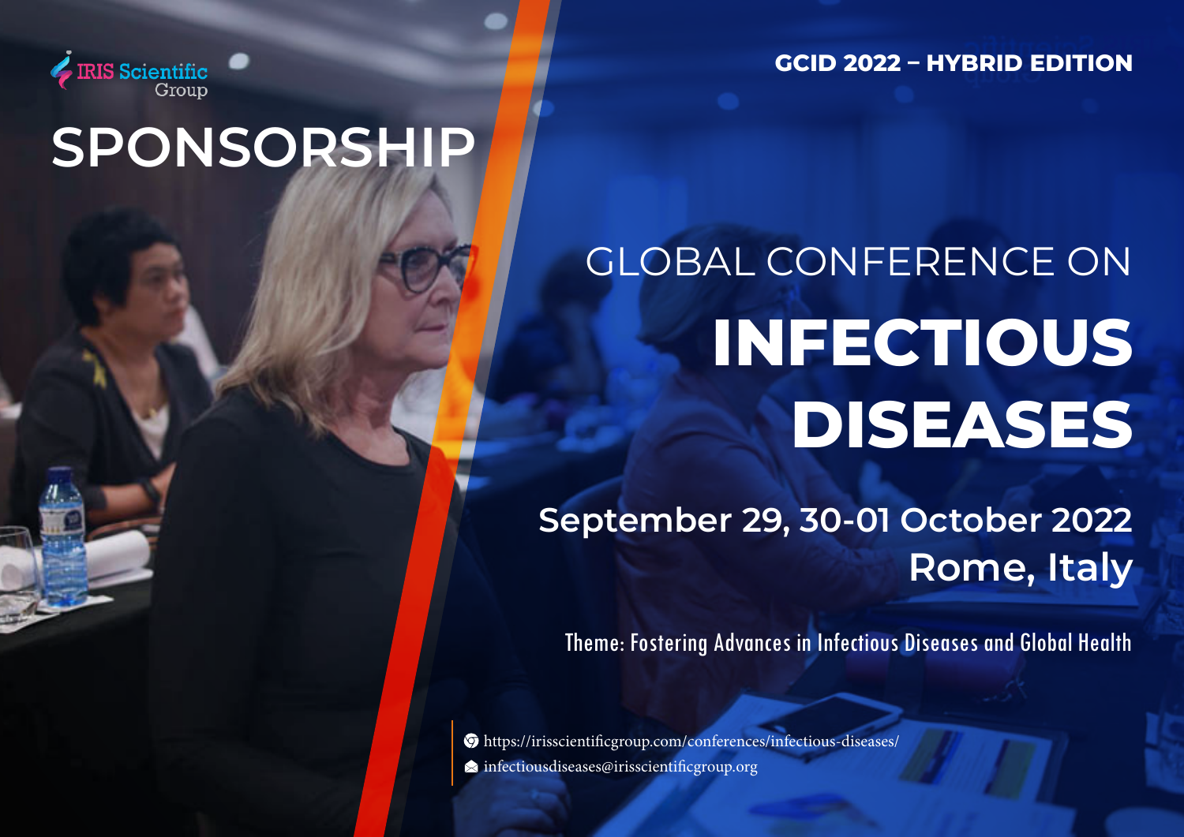IRIS Scientific Group

# SPONSORSHIP

**GCID 2022 – HYBRID EDITION**

## GLOBAL CONFERENCE ON

# INFECTIOUS DISEASES

**September 29, 30-01 October 2022**

**Rome, Italy**

Theme: Fostering Advances in Infectious Diseases and Global Health

https://irisscientificgroup.com/conferences/infectious-diseases/

infectiousdiseases@irisscientificgroup.org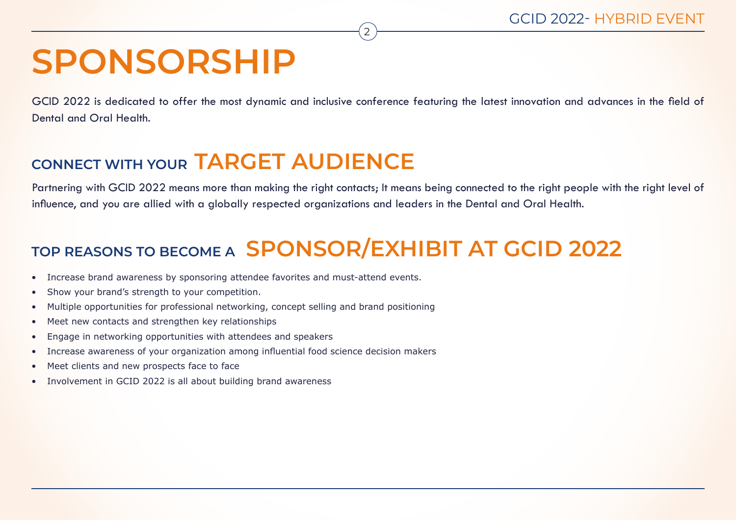# SPONSORSHIP

GCID 2022 is dedicated to offer the most dynamic and inclusive conference featuring the latest innovation and advances in the field of Dental and Oral Health.

## CONNECT WITH YOUR TARGET AUDIENCE

Partnering with GCID 2022 means more than making the right contacts; It means being connected to the right people with the right level of influence, and you are allied with a globally respected organizations and leaders in the Dental and Oral Health.

## TOP REASONS TO BECOME A SPONSOR/EXHIBIT AT GCID 2022

- Increase brand awareness by sponsoring attendee favorites and must-attend events.
- Show your brand's strength to your competition.
- Multiple opportunities for professional networking, concept selling and brand positioning
- Meet new contacts and strengthen key relationships
- Engage in networking opportunities with attendees and speakers
- Increase awareness of your organization among influential food science decision makers
- Meet clients and new prospects face to face
- Involvement in GCID 2022 is all about building brand awareness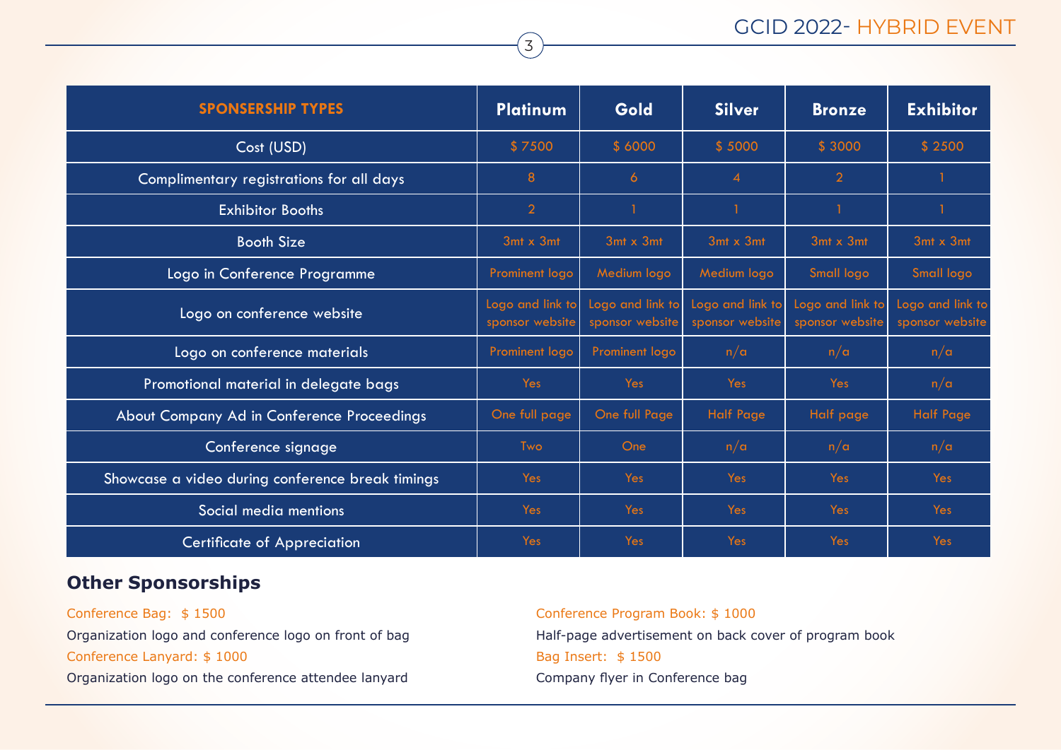| SPONSERSHIP TYPES | Platinum | Gold | Silver | Bronze | Exhibitor |
|---|---|---|---|---|---|
| Cost (USD) | $ 7500 | $ 6000 | $ 5000 | $ 3000 | $ 2500 |
| Complimentary registrations for all days | 8 | 6 | 4 | 2 | 1 |
| Exhibitor Booths | 2 | 1 | 1 | 1 | 1 |
| Booth Size | 3mt x 3mt | 3mt x 3mt | 3mt x 3mt | 3mt x 3mt | 3mt x 3mt |
| Logo in Conference Programme | Prominent logo | Medium logo | Medium logo | Small logo | Small logo |
| Logo on conference website | Logo and link to sponsor website | Logo and link to sponsor website | Logo and link to sponsor website | Logo and link to sponsor website | Logo and link to sponsor website |
| Logo on conference materials | Prominent logo | Prominent logo | n/a | n/a | n/a |
| Promotional material in delegate bags | Yes | Yes | Yes | Yes | n/a |
| About Company Ad in Conference Proceedings | One full page | One full Page | Half Page | Half page | Half Page |
| Conference signage | Two | One | n/a | n/a | n/a |
| Showcase a video during conference break timings | Yes | Yes | Yes | Yes | Yes |
| Social media mentions | Yes | Yes | Yes | Yes | Yes |
| Certificate of Appreciation | Yes | Yes | Yes | Yes | Yes |

## Other Sponsorships

Conference Bag: $ 1500

Organization logo and conference logo on front of bag

Conference Lanyard: $ 1000

Organization logo on the conference attendee lanyard

Conference Program Book: $ 1000

Half-page advertisement on back cover of program book

Bag Insert: $ 1500

Company flyer in Conference bag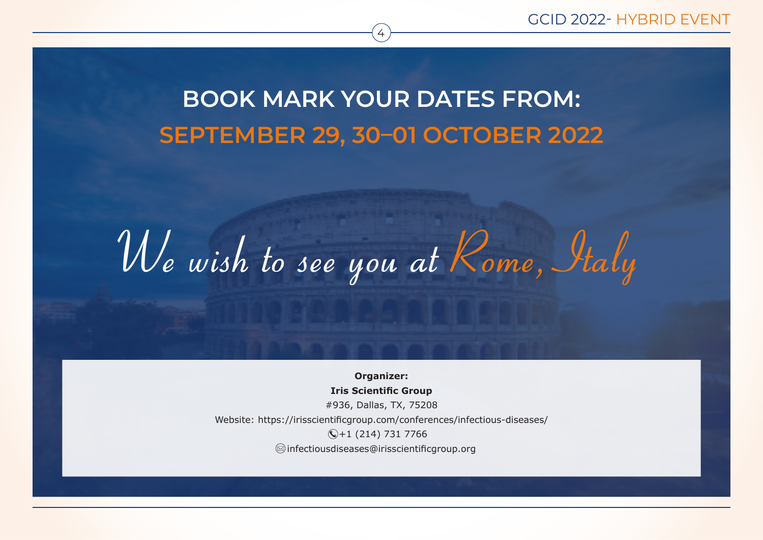# BOOK MARK YOUR DATES FROM:

## SEPTEMBER 29, 30–01 OCTOBER 2022

*We wish to see you at Rome, Italy*

**Organizer:**

**Iris Scientific Group**

#936, Dallas, TX, 75208

Website: https://irisscientificgroup.com/conferences/infectious-diseases/

+1 (214) 731 7766

infectiousdiseases@irisscientificgroup.org